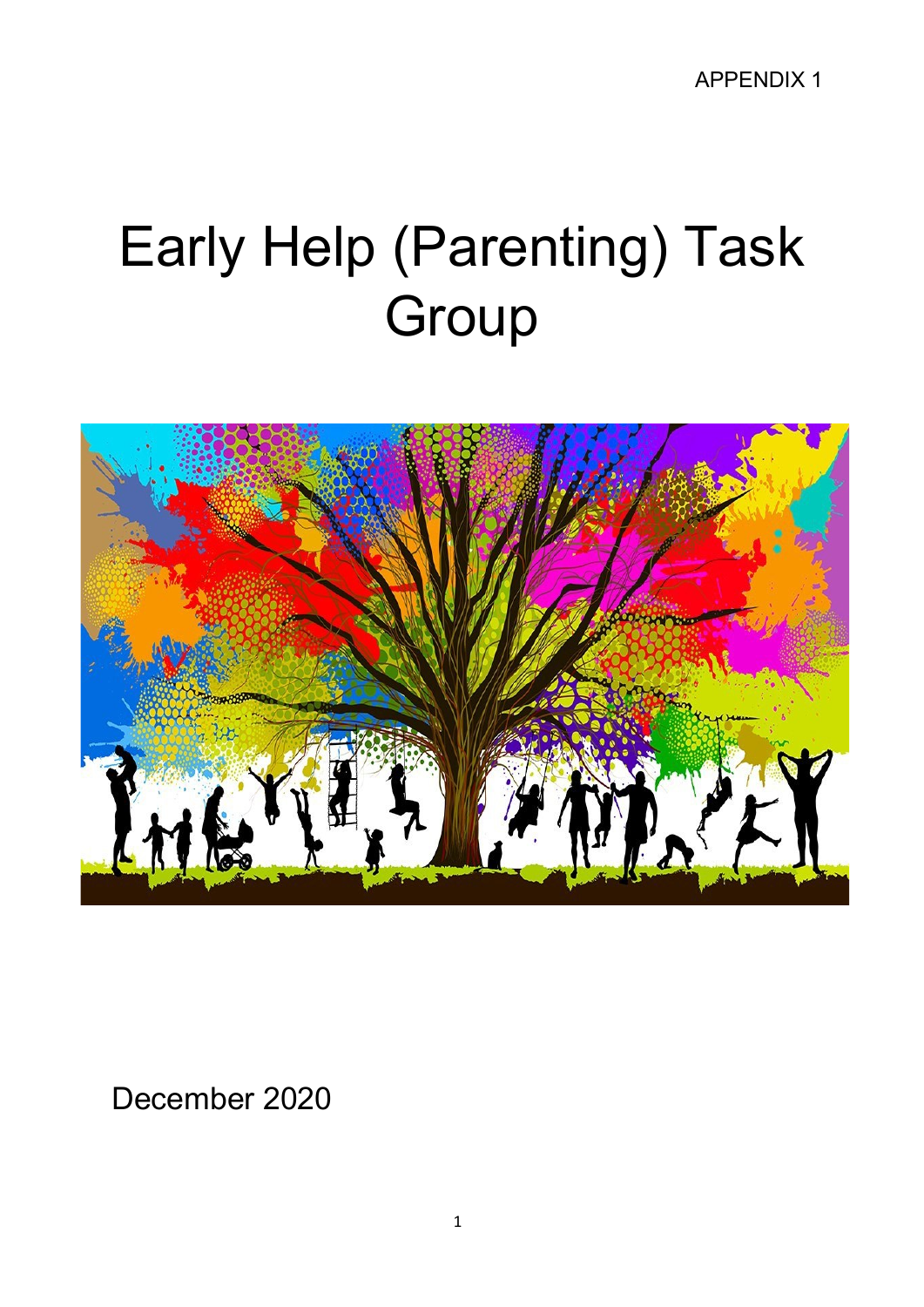APPENDIX 1

# Early Help (Parenting) Task Group

December 2020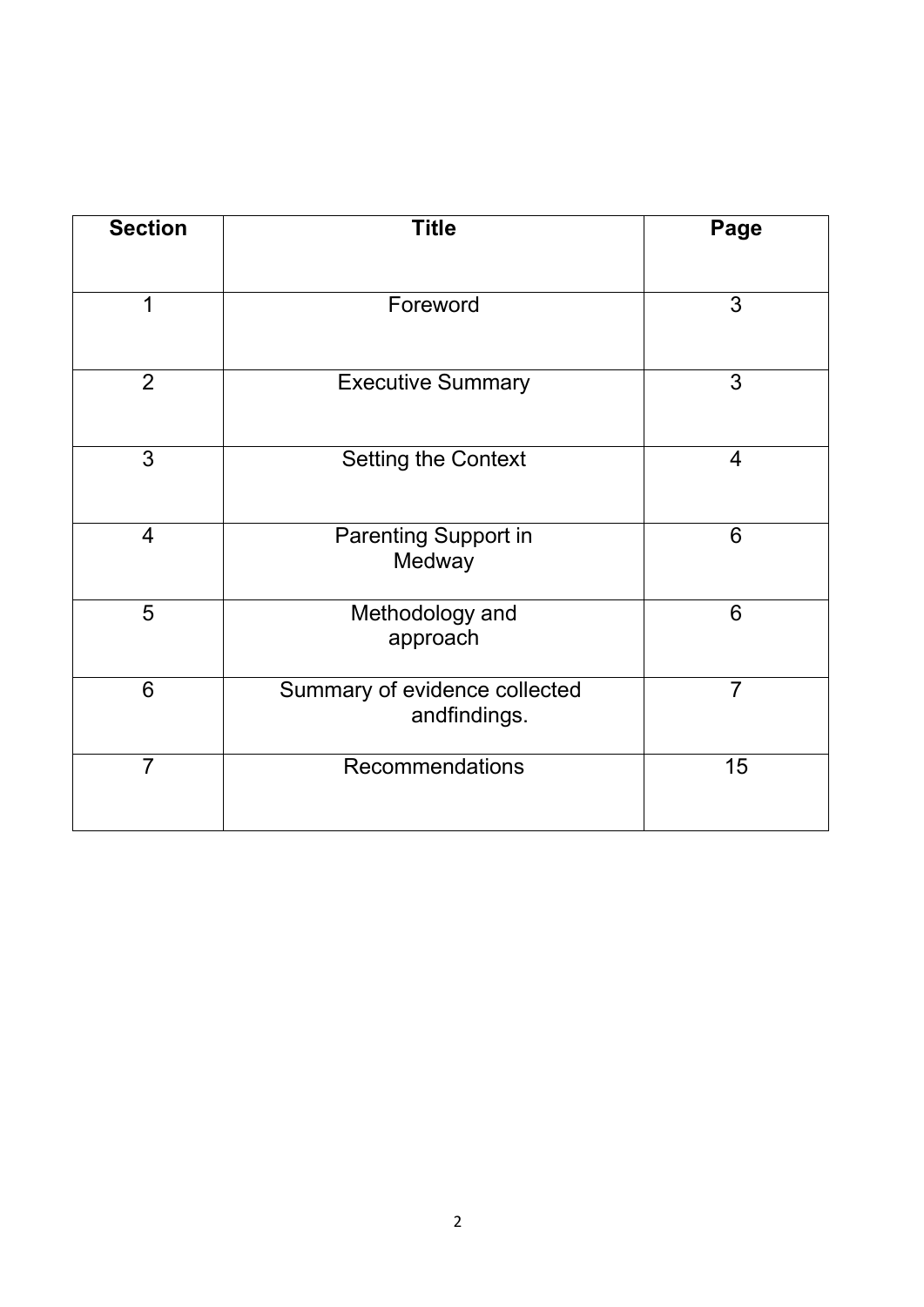| Section | Title | Page |
|---|---|---|
| 1 | Foreword | 3 |
| 2 | Executive Summary | 3 |
| 3 | Setting the Context | 4 |
| 4 | Parenting Support in Medway | 6 |
| 5 | Methodology and approach | 6 |
| 6 | Summary of evidence collected andfindings. | 7 |
| 7 | Recommendations | 15 |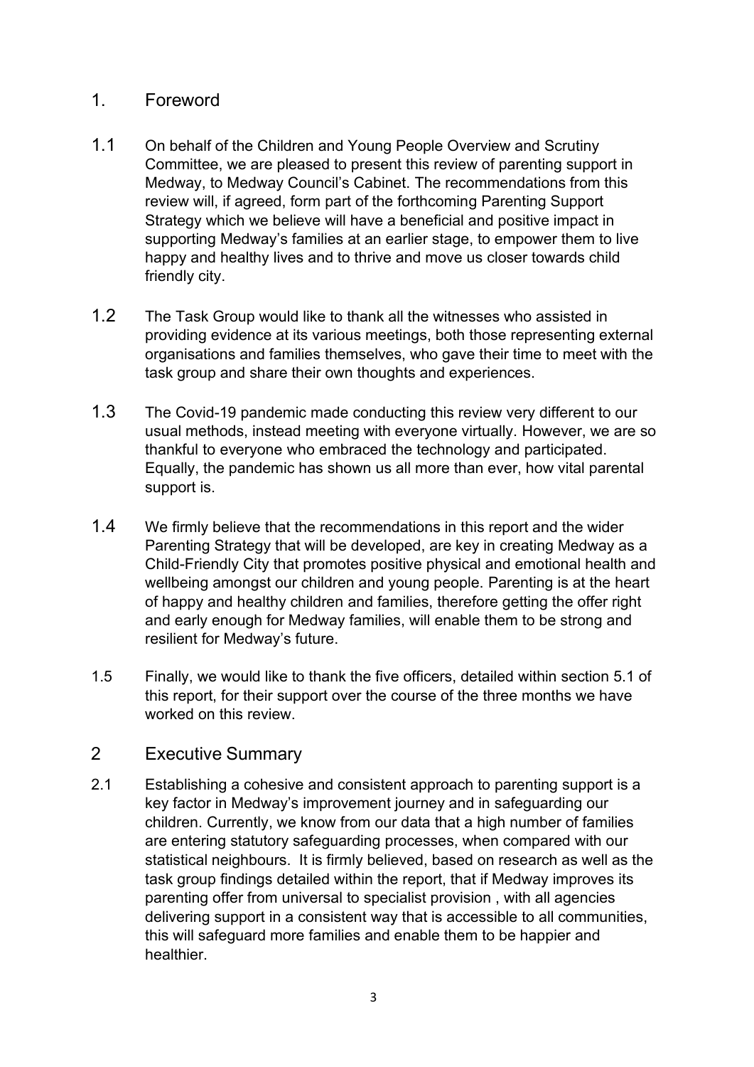## 1. Foreword

1.1 On behalf of the Children and Young People Overview and Scrutiny Committee, we are pleased to present this review of parenting support in Medway, to Medway Council's Cabinet. The recommendations from this review will, if agreed, form part of the forthcoming Parenting Support Strategy which we believe will have a beneficial and positive impact in supporting Medway's families at an earlier stage, to empower them to live happy and healthy lives and to thrive and move us closer towards child friendly city.

1.2 The Task Group would like to thank all the witnesses who assisted in providing evidence at its various meetings, both those representing external organisations and families themselves, who gave their time to meet with the task group and share their own thoughts and experiences.

1.3 The Covid-19 pandemic made conducting this review very different to our usual methods, instead meeting with everyone virtually. However, we are so thankful to everyone who embraced the technology and participated. Equally, the pandemic has shown us all more than ever, how vital parental support is.

1.4 We firmly believe that the recommendations in this report and the wider Parenting Strategy that will be developed, are key in creating Medway as a Child-Friendly City that promotes positive physical and emotional health and wellbeing amongst our children and young people. Parenting is at the heart of happy and healthy children and families, therefore getting the offer right and early enough for Medway families, will enable them to be strong and resilient for Medway's future.

1.5 Finally, we would like to thank the five officers, detailed within section 5.1 of this report, for their support over the course of the three months we have worked on this review.

## 2 Executive Summary

2.1 Establishing a cohesive and consistent approach to parenting support is a key factor in Medway's improvement journey and in safeguarding our children. Currently, we know from our data that a high number of families are entering statutory safeguarding processes, when compared with our statistical neighbours. It is firmly believed, based on research as well as the task group findings detailed within the report, that if Medway improves its parenting offer from universal to specialist provision , with all agencies delivering support in a consistent way that is accessible to all communities, this will safeguard more families and enable them to be happier and healthier.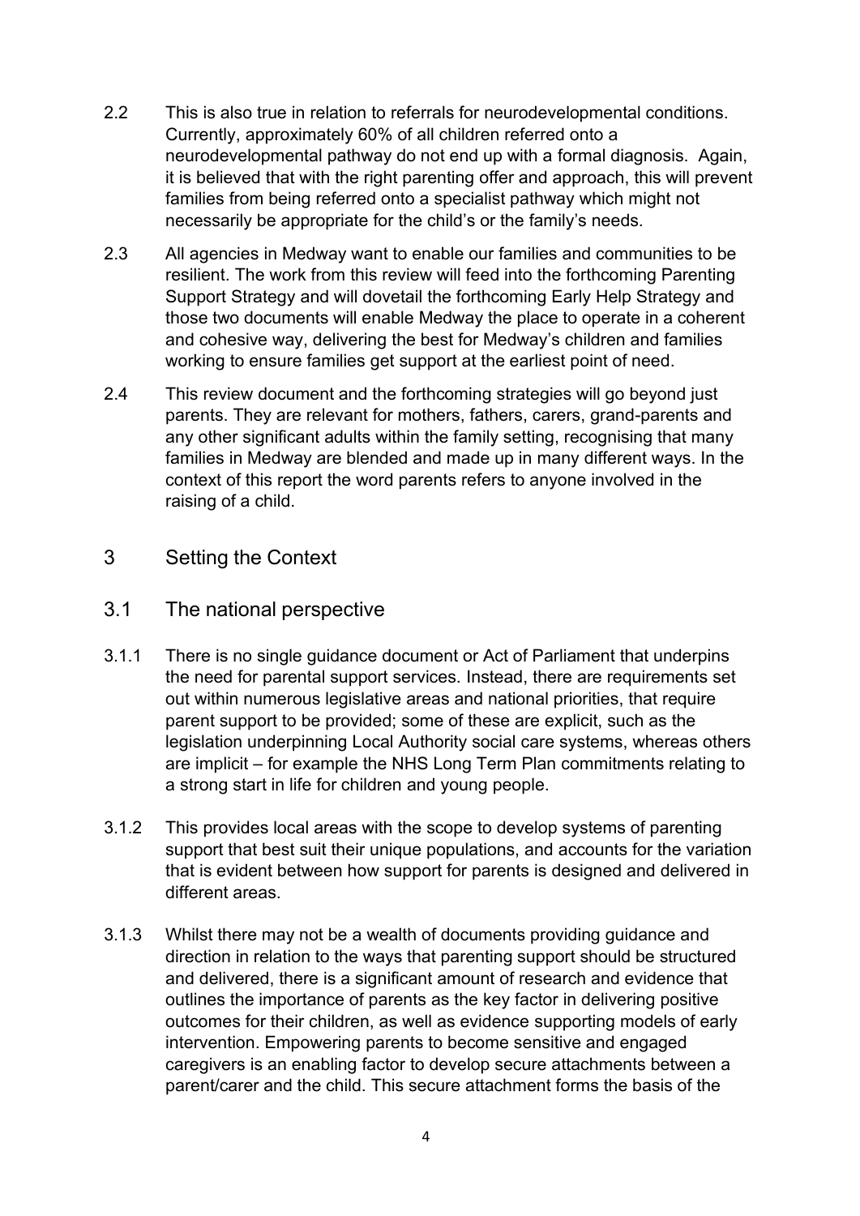2.2 This is also true in relation to referrals for neurodevelopmental conditions. Currently, approximately 60% of all children referred onto a neurodevelopmental pathway do not end up with a formal diagnosis. Again, it is believed that with the right parenting offer and approach, this will prevent families from being referred onto a specialist pathway which might not necessarily be appropriate for the child's or the family's needs.

2.3 All agencies in Medway want to enable our families and communities to be resilient. The work from this review will feed into the forthcoming Parenting Support Strategy and will dovetail the forthcoming Early Help Strategy and those two documents will enable Medway the place to operate in a coherent and cohesive way, delivering the best for Medway's children and families working to ensure families get support at the earliest point of need.

2.4 This review document and the forthcoming strategies will go beyond just parents. They are relevant for mothers, fathers, carers, grand-parents and any other significant adults within the family setting, recognising that many families in Medway are blended and made up in many different ways. In the context of this report the word parents refers to anyone involved in the raising of a child.

## 3 Setting the Context

### 3.1 The national perspective

3.1.1 There is no single guidance document or Act of Parliament that underpins the need for parental support services. Instead, there are requirements set out within numerous legislative areas and national priorities, that require parent support to be provided; some of these are explicit, such as the legislation underpinning Local Authority social care systems, whereas others are implicit – for example the NHS Long Term Plan commitments relating to a strong start in life for children and young people.

3.1.2 This provides local areas with the scope to develop systems of parenting support that best suit their unique populations, and accounts for the variation that is evident between how support for parents is designed and delivered in different areas.

3.1.3 Whilst there may not be a wealth of documents providing guidance and direction in relation to the ways that parenting support should be structured and delivered, there is a significant amount of research and evidence that outlines the importance of parents as the key factor in delivering positive outcomes for their children, as well as evidence supporting models of early intervention. Empowering parents to become sensitive and engaged caregivers is an enabling factor to develop secure attachments between a parent/carer and the child. This secure attachment forms the basis of the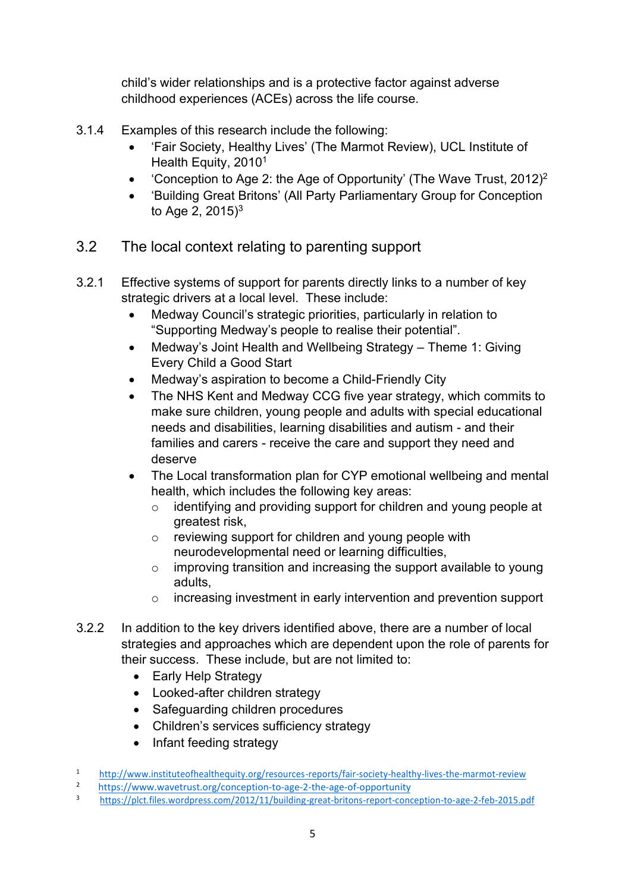child's wider relationships and is a protective factor against adverse childhood experiences (ACEs) across the life course.

3.1.4 Examples of this research include the following:

- 'Fair Society, Healthy Lives' (The Marmot Review), UCL Institute of Health Equity, 2010[1]
- 'Conception to Age 2: the Age of Opportunity' (The Wave Trust, 2012)[2]
- 'Building Great Britons' (All Party Parliamentary Group for Conception to Age 2, 2015)[3]

## 3.2 The local context relating to parenting support

3.2.1 Effective systems of support for parents directly links to a number of key strategic drivers at a local level. These include:

- Medway Council's strategic priorities, particularly in relation to "Supporting Medway's people to realise their potential".
- Medway's Joint Health and Wellbeing Strategy – Theme 1: Giving Every Child a Good Start
- Medway's aspiration to become a Child-Friendly City
- The NHS Kent and Medway CCG five year strategy, which commits to make sure children, young people and adults with special educational needs and disabilities, learning disabilities and autism - and their families and carers - receive the care and support they need and deserve
- The Local transformation plan for CYP emotional wellbeing and mental health, which includes the following key areas:
  - identifying and providing support for children and young people at greatest risk,
  - reviewing support for children and young people with neurodevelopmental need or learning difficulties,
  - improving transition and increasing the support available to young adults,
  - increasing investment in early intervention and prevention support

3.2.2 In addition to the key drivers identified above, there are a number of local strategies and approaches which are dependent upon the role of parents for their success. These include, but are not limited to:

- Early Help Strategy
- Looked-after children strategy
- Safeguarding children procedures
- Children's services sufficiency strategy
- Infant feeding strategy

[1] http://www.instituteofhealthequity.org/resources-reports/fair-society-healthy-lives-the-marmot-review

[2] https://www.wavetrust.org/conception-to-age-2-the-age-of-opportunity

[3] https://plct.files.wordpress.com/2012/11/building-great-britons-report-conception-to-age-2-feb-2015.pdf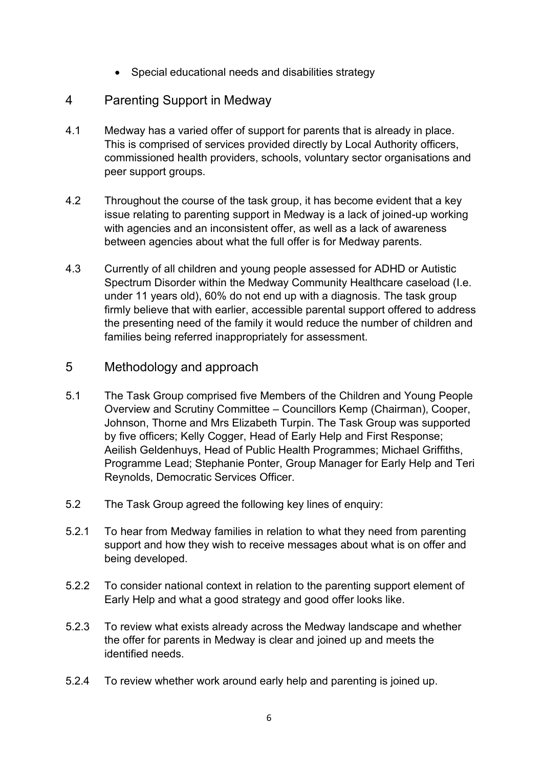- Special educational needs and disabilities strategy

## 4 Parenting Support in Medway

4.1 Medway has a varied offer of support for parents that is already in place. This is comprised of services provided directly by Local Authority officers, commissioned health providers, schools, voluntary sector organisations and peer support groups.

4.2 Throughout the course of the task group, it has become evident that a key issue relating to parenting support in Medway is a lack of joined-up working with agencies and an inconsistent offer, as well as a lack of awareness between agencies about what the full offer is for Medway parents.

4.3 Currently of all children and young people assessed for ADHD or Autistic Spectrum Disorder within the Medway Community Healthcare caseload (I.e. under 11 years old), 60% do not end up with a diagnosis. The task group firmly believe that with earlier, accessible parental support offered to address the presenting need of the family it would reduce the number of children and families being referred inappropriately for assessment.

## 5 Methodology and approach

5.1 The Task Group comprised five Members of the Children and Young People Overview and Scrutiny Committee – Councillors Kemp (Chairman), Cooper, Johnson, Thorne and Mrs Elizabeth Turpin. The Task Group was supported by five officers; Kelly Cogger, Head of Early Help and First Response; Aeilish Geldenhuys, Head of Public Health Programmes; Michael Griffiths, Programme Lead; Stephanie Ponter, Group Manager for Early Help and Teri Reynolds, Democratic Services Officer.

5.2 The Task Group agreed the following key lines of enquiry:

5.2.1 To hear from Medway families in relation to what they need from parenting support and how they wish to receive messages about what is on offer and being developed.

5.2.2 To consider national context in relation to the parenting support element of Early Help and what a good strategy and good offer looks like.

5.2.3 To review what exists already across the Medway landscape and whether the offer for parents in Medway is clear and joined up and meets the identified needs.

5.2.4 To review whether work around early help and parenting is joined up.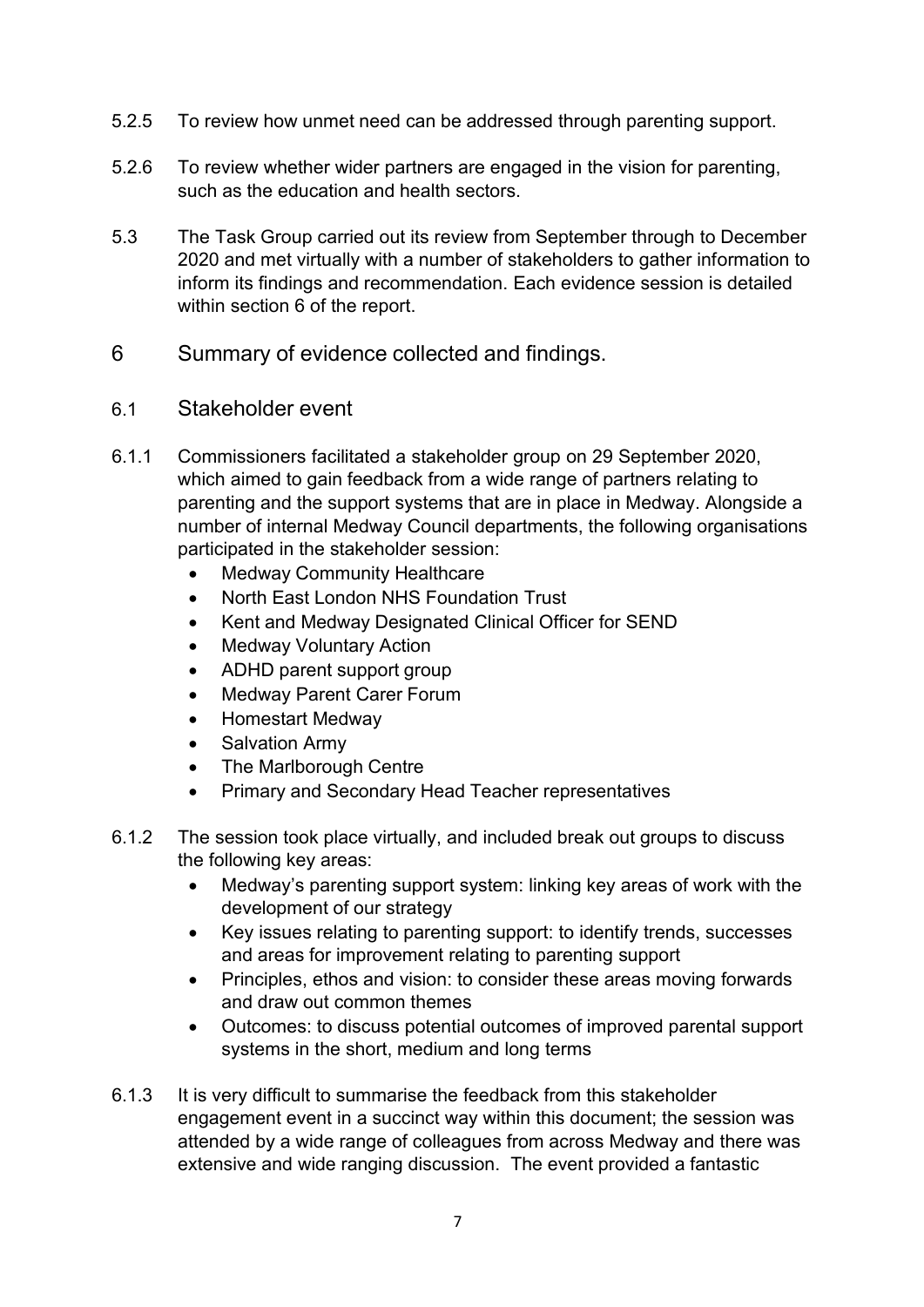5.2.5 To review how unmet need can be addressed through parenting support.

5.2.6 To review whether wider partners are engaged in the vision for parenting, such as the education and health sectors.

5.3 The Task Group carried out its review from September through to December 2020 and met virtually with a number of stakeholders to gather information to inform its findings and recommendation. Each evidence session is detailed within section 6 of the report.

## 6 Summary of evidence collected and findings.

### 6.1 Stakeholder event

6.1.1 Commissioners facilitated a stakeholder group on 29 September 2020, which aimed to gain feedback from a wide range of partners relating to parenting and the support systems that are in place in Medway. Alongside a number of internal Medway Council departments, the following organisations participated in the stakeholder session:

- Medway Community Healthcare
- North East London NHS Foundation Trust
- Kent and Medway Designated Clinical Officer for SEND
- Medway Voluntary Action
- ADHD parent support group
- Medway Parent Carer Forum
- Homestart Medway
- Salvation Army
- The Marlborough Centre
- Primary and Secondary Head Teacher representatives

6.1.2 The session took place virtually, and included break out groups to discuss the following key areas:

- Medway's parenting support system: linking key areas of work with the development of our strategy
- Key issues relating to parenting support: to identify trends, successes and areas for improvement relating to parenting support
- Principles, ethos and vision: to consider these areas moving forwards and draw out common themes
- Outcomes: to discuss potential outcomes of improved parental support systems in the short, medium and long terms

6.1.3 It is very difficult to summarise the feedback from this stakeholder engagement event in a succinct way within this document; the session was attended by a wide range of colleagues from across Medway and there was extensive and wide ranging discussion. The event provided a fantastic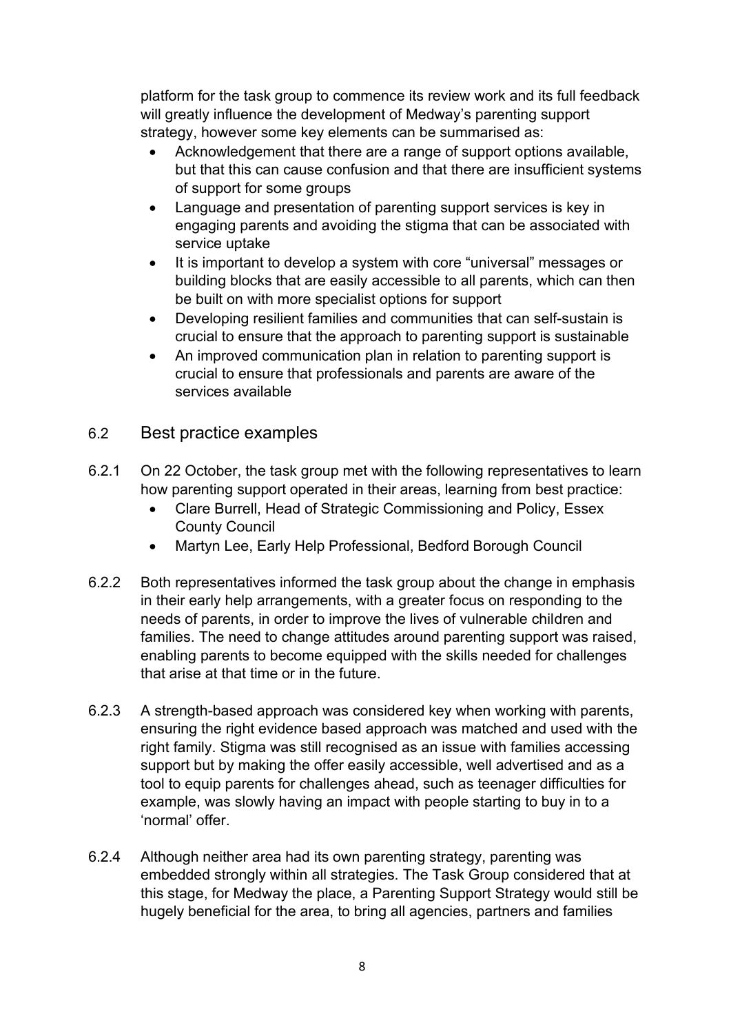platform for the task group to commence its review work and its full feedback will greatly influence the development of Medway's parenting support strategy, however some key elements can be summarised as:

- Acknowledgement that there are a range of support options available, but that this can cause confusion and that there are insufficient systems of support for some groups
- Language and presentation of parenting support services is key in engaging parents and avoiding the stigma that can be associated with service uptake
- It is important to develop a system with core "universal" messages or building blocks that are easily accessible to all parents, which can then be built on with more specialist options for support
- Developing resilient families and communities that can self-sustain is crucial to ensure that the approach to parenting support is sustainable
- An improved communication plan in relation to parenting support is crucial to ensure that professionals and parents are aware of the services available

## 6.2 Best practice examples

6.2.1 On 22 October, the task group met with the following representatives to learn how parenting support operated in their areas, learning from best practice:

- Clare Burrell, Head of Strategic Commissioning and Policy, Essex County Council
- Martyn Lee, Early Help Professional, Bedford Borough Council

6.2.2 Both representatives informed the task group about the change in emphasis in their early help arrangements, with a greater focus on responding to the needs of parents, in order to improve the lives of vulnerable children and families. The need to change attitudes around parenting support was raised, enabling parents to become equipped with the skills needed for challenges that arise at that time or in the future.

6.2.3 A strength-based approach was considered key when working with parents, ensuring the right evidence based approach was matched and used with the right family. Stigma was still recognised as an issue with families accessing support but by making the offer easily accessible, well advertised and as a tool to equip parents for challenges ahead, such as teenager difficulties for example, was slowly having an impact with people starting to buy in to a 'normal' offer.

6.2.4 Although neither area had its own parenting strategy, parenting was embedded strongly within all strategies. The Task Group considered that at this stage, for Medway the place, a Parenting Support Strategy would still be hugely beneficial for the area, to bring all agencies, partners and families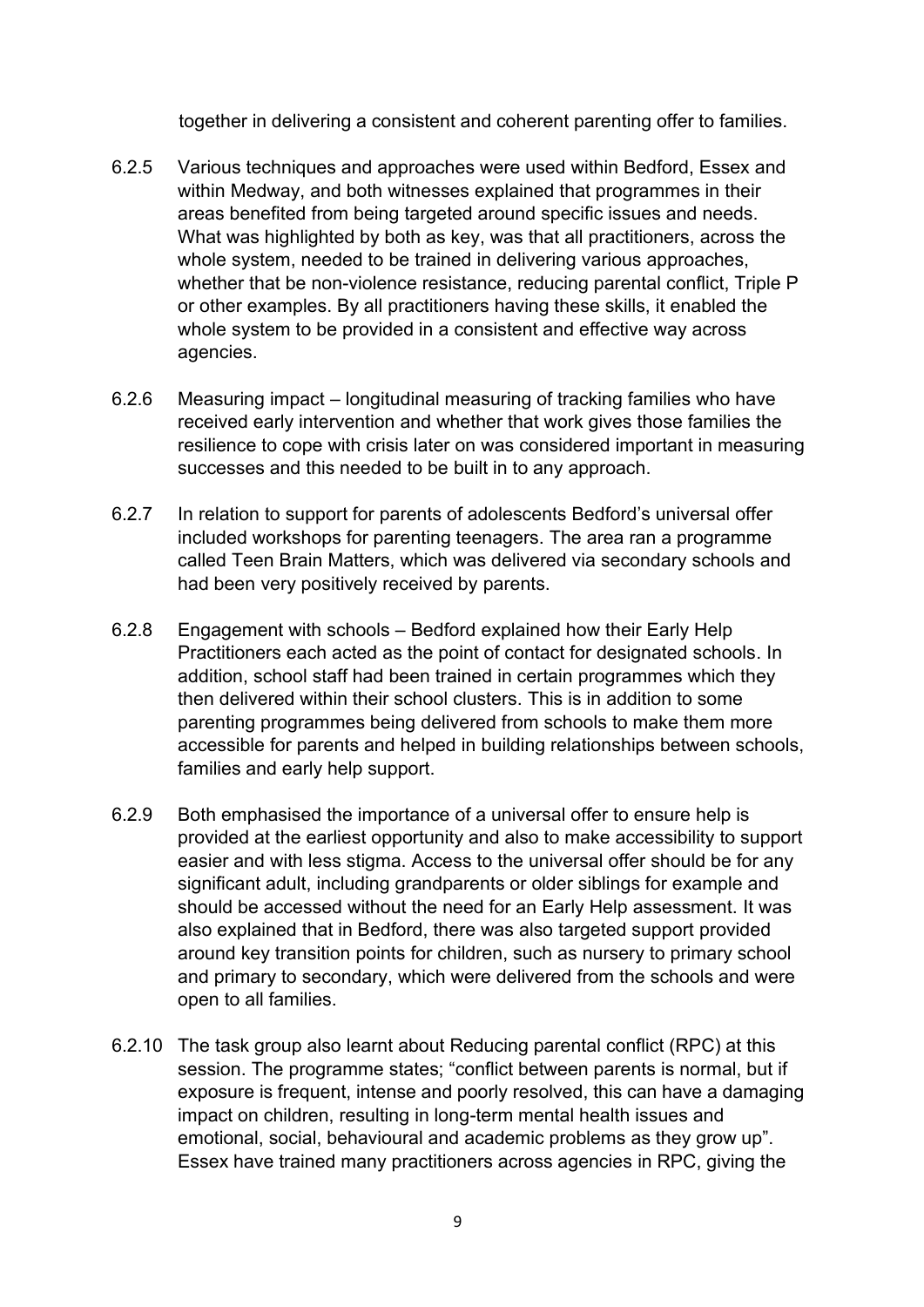together in delivering a consistent and coherent parenting offer to families.

6.2.5 Various techniques and approaches were used within Bedford, Essex and within Medway, and both witnesses explained that programmes in their areas benefited from being targeted around specific issues and needs. What was highlighted by both as key, was that all practitioners, across the whole system, needed to be trained in delivering various approaches, whether that be non-violence resistance, reducing parental conflict, Triple P or other examples. By all practitioners having these skills, it enabled the whole system to be provided in a consistent and effective way across agencies.

6.2.6 Measuring impact – longitudinal measuring of tracking families who have received early intervention and whether that work gives those families the resilience to cope with crisis later on was considered important in measuring successes and this needed to be built in to any approach.

6.2.7 In relation to support for parents of adolescents Bedford's universal offer included workshops for parenting teenagers. The area ran a programme called Teen Brain Matters, which was delivered via secondary schools and had been very positively received by parents.

6.2.8 Engagement with schools – Bedford explained how their Early Help Practitioners each acted as the point of contact for designated schools. In addition, school staff had been trained in certain programmes which they then delivered within their school clusters. This is in addition to some parenting programmes being delivered from schools to make them more accessible for parents and helped in building relationships between schools, families and early help support.

6.2.9 Both emphasised the importance of a universal offer to ensure help is provided at the earliest opportunity and also to make accessibility to support easier and with less stigma. Access to the universal offer should be for any significant adult, including grandparents or older siblings for example and should be accessed without the need for an Early Help assessment. It was also explained that in Bedford, there was also targeted support provided around key transition points for children, such as nursery to primary school and primary to secondary, which were delivered from the schools and were open to all families.

6.2.10 The task group also learnt about Reducing parental conflict (RPC) at this session. The programme states; "conflict between parents is normal, but if exposure is frequent, intense and poorly resolved, this can have a damaging impact on children, resulting in long-term mental health issues and emotional, social, behavioural and academic problems as they grow up". Essex have trained many practitioners across agencies in RPC, giving the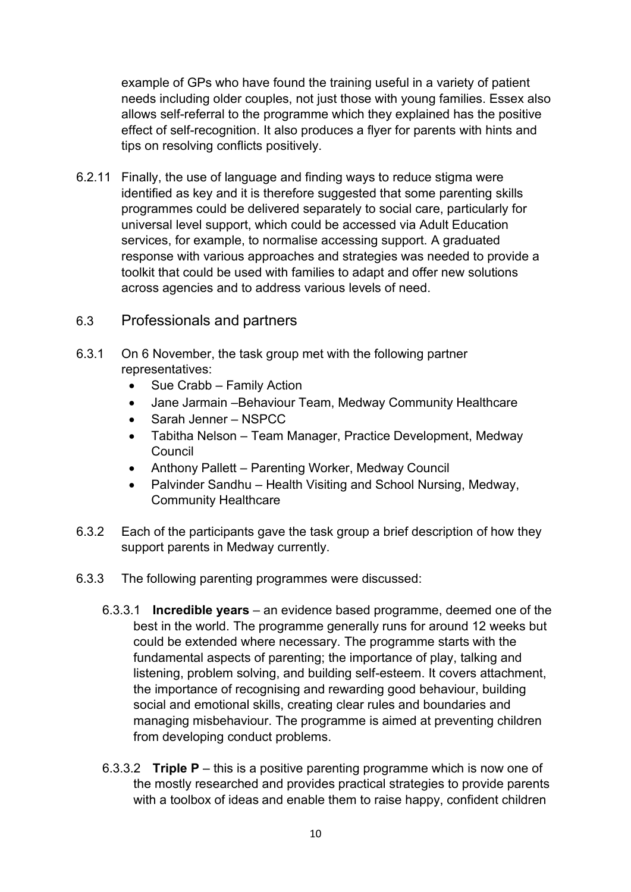example of GPs who have found the training useful in a variety of patient needs including older couples, not just those with young families. Essex also allows self-referral to the programme which they explained has the positive effect of self-recognition. It also produces a flyer for parents with hints and tips on resolving conflicts positively.

6.2.11 Finally, the use of language and finding ways to reduce stigma were identified as key and it is therefore suggested that some parenting skills programmes could be delivered separately to social care, particularly for universal level support, which could be accessed via Adult Education services, for example, to normalise accessing support. A graduated response with various approaches and strategies was needed to provide a toolkit that could be used with families to adapt and offer new solutions across agencies and to address various levels of need.

## 6.3 Professionals and partners

6.3.1 On 6 November, the task group met with the following partner representatives:

- Sue Crabb – Family Action
- Jane Jarmain –Behaviour Team, Medway Community Healthcare
- Sarah Jenner – NSPCC
- Tabitha Nelson – Team Manager, Practice Development, Medway Council
- Anthony Pallett – Parenting Worker, Medway Council
- Palvinder Sandhu – Health Visiting and School Nursing, Medway, Community Healthcare

6.3.2 Each of the participants gave the task group a brief description of how they support parents in Medway currently.

6.3.3 The following parenting programmes were discussed:

6.3.3.1 **Incredible years** – an evidence based programme, deemed one of the best in the world. The programme generally runs for around 12 weeks but could be extended where necessary. The programme starts with the fundamental aspects of parenting; the importance of play, talking and listening, problem solving, and building self-esteem. It covers attachment, the importance of recognising and rewarding good behaviour, building social and emotional skills, creating clear rules and boundaries and managing misbehaviour. The programme is aimed at preventing children from developing conduct problems.

6.3.3.2 **Triple P** – this is a positive parenting programme which is now one of the mostly researched and provides practical strategies to provide parents with a toolbox of ideas and enable them to raise happy, confident children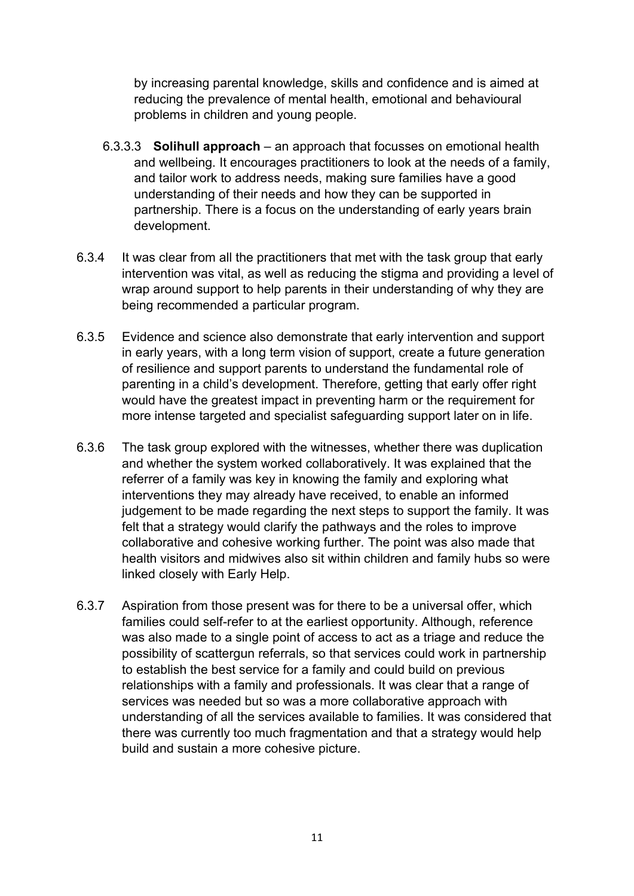by increasing parental knowledge, skills and confidence and is aimed at reducing the prevalence of mental health, emotional and behavioural problems in children and young people.

6.3.3.3 **Solihull approach** – an approach that focusses on emotional health and wellbeing. It encourages practitioners to look at the needs of a family, and tailor work to address needs, making sure families have a good understanding of their needs and how they can be supported in partnership. There is a focus on the understanding of early years brain development.

6.3.4 It was clear from all the practitioners that met with the task group that early intervention was vital, as well as reducing the stigma and providing a level of wrap around support to help parents in their understanding of why they are being recommended a particular program.

6.3.5 Evidence and science also demonstrate that early intervention and support in early years, with a long term vision of support, create a future generation of resilience and support parents to understand the fundamental role of parenting in a child's development. Therefore, getting that early offer right would have the greatest impact in preventing harm or the requirement for more intense targeted and specialist safeguarding support later on in life.

6.3.6 The task group explored with the witnesses, whether there was duplication and whether the system worked collaboratively. It was explained that the referrer of a family was key in knowing the family and exploring what interventions they may already have received, to enable an informed judgement to be made regarding the next steps to support the family. It was felt that a strategy would clarify the pathways and the roles to improve collaborative and cohesive working further. The point was also made that health visitors and midwives also sit within children and family hubs so were linked closely with Early Help.

6.3.7 Aspiration from those present was for there to be a universal offer, which families could self-refer to at the earliest opportunity. Although, reference was also made to a single point of access to act as a triage and reduce the possibility of scattergun referrals, so that services could work in partnership to establish the best service for a family and could build on previous relationships with a family and professionals. It was clear that a range of services was needed but so was a more collaborative approach with understanding of all the services available to families. It was considered that there was currently too much fragmentation and that a strategy would help build and sustain a more cohesive picture.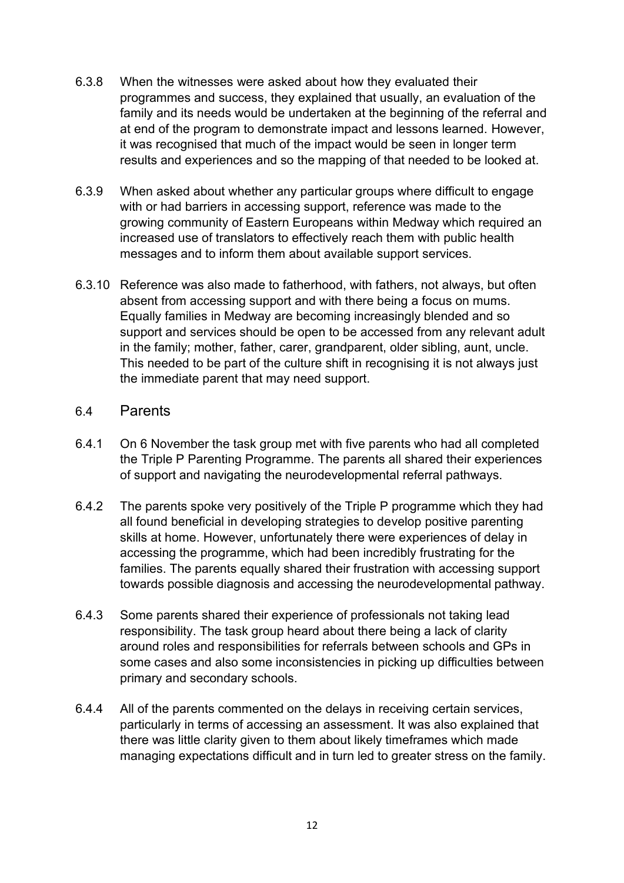6.3.8 When the witnesses were asked about how they evaluated their programmes and success, they explained that usually, an evaluation of the family and its needs would be undertaken at the beginning of the referral and at end of the program to demonstrate impact and lessons learned. However, it was recognised that much of the impact would be seen in longer term results and experiences and so the mapping of that needed to be looked at.

6.3.9 When asked about whether any particular groups where difficult to engage with or had barriers in accessing support, reference was made to the growing community of Eastern Europeans within Medway which required an increased use of translators to effectively reach them with public health messages and to inform them about available support services.

6.3.10 Reference was also made to fatherhood, with fathers, not always, but often absent from accessing support and with there being a focus on mums. Equally families in Medway are becoming increasingly blended and so support and services should be open to be accessed from any relevant adult in the family; mother, father, carer, grandparent, older sibling, aunt, uncle. This needed to be part of the culture shift in recognising it is not always just the immediate parent that may need support.

## 6.4 Parents

6.4.1 On 6 November the task group met with five parents who had all completed the Triple P Parenting Programme. The parents all shared their experiences of support and navigating the neurodevelopmental referral pathways.

6.4.2 The parents spoke very positively of the Triple P programme which they had all found beneficial in developing strategies to develop positive parenting skills at home. However, unfortunately there were experiences of delay in accessing the programme, which had been incredibly frustrating for the families. The parents equally shared their frustration with accessing support towards possible diagnosis and accessing the neurodevelopmental pathway.

6.4.3 Some parents shared their experience of professionals not taking lead responsibility. The task group heard about there being a lack of clarity around roles and responsibilities for referrals between schools and GPs in some cases and also some inconsistencies in picking up difficulties between primary and secondary schools.

6.4.4 All of the parents commented on the delays in receiving certain services, particularly in terms of accessing an assessment. It was also explained that there was little clarity given to them about likely timeframes which made managing expectations difficult and in turn led to greater stress on the family.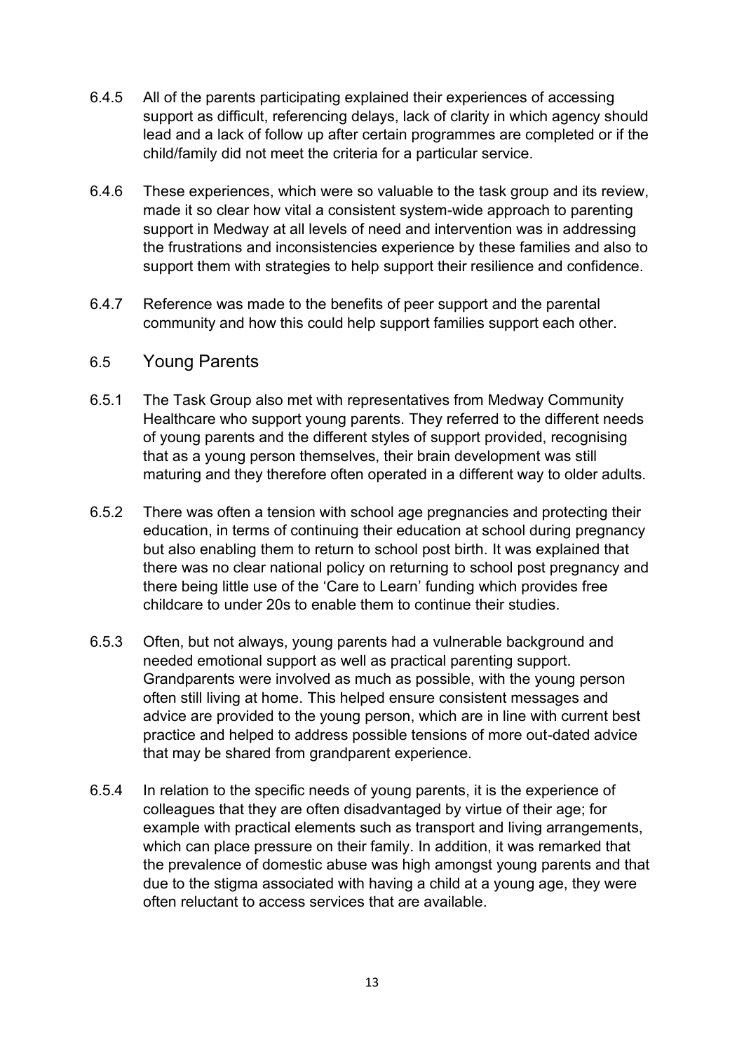6.4.5 All of the parents participating explained their experiences of accessing support as difficult, referencing delays, lack of clarity in which agency should lead and a lack of follow up after certain programmes are completed or if the child/family did not meet the criteria for a particular service.

6.4.6 These experiences, which were so valuable to the task group and its review, made it so clear how vital a consistent system-wide approach to parenting support in Medway at all levels of need and intervention was in addressing the frustrations and inconsistencies experience by these families and also to support them with strategies to help support their resilience and confidence.

6.4.7 Reference was made to the benefits of peer support and the parental community and how this could help support families support each other.

## 6.5 Young Parents

6.5.1 The Task Group also met with representatives from Medway Community Healthcare who support young parents. They referred to the different needs of young parents and the different styles of support provided, recognising that as a young person themselves, their brain development was still maturing and they therefore often operated in a different way to older adults.

6.5.2 There was often a tension with school age pregnancies and protecting their education, in terms of continuing their education at school during pregnancy but also enabling them to return to school post birth. It was explained that there was no clear national policy on returning to school post pregnancy and there being little use of the 'Care to Learn' funding which provides free childcare to under 20s to enable them to continue their studies.

6.5.3 Often, but not always, young parents had a vulnerable background and needed emotional support as well as practical parenting support. Grandparents were involved as much as possible, with the young person often still living at home. This helped ensure consistent messages and advice are provided to the young person, which are in line with current best practice and helped to address possible tensions of more out-dated advice that may be shared from grandparent experience.

6.5.4 In relation to the specific needs of young parents, it is the experience of colleagues that they are often disadvantaged by virtue of their age; for example with practical elements such as transport and living arrangements, which can place pressure on their family. In addition, it was remarked that the prevalence of domestic abuse was high amongst young parents and that due to the stigma associated with having a child at a young age, they were often reluctant to access services that are available.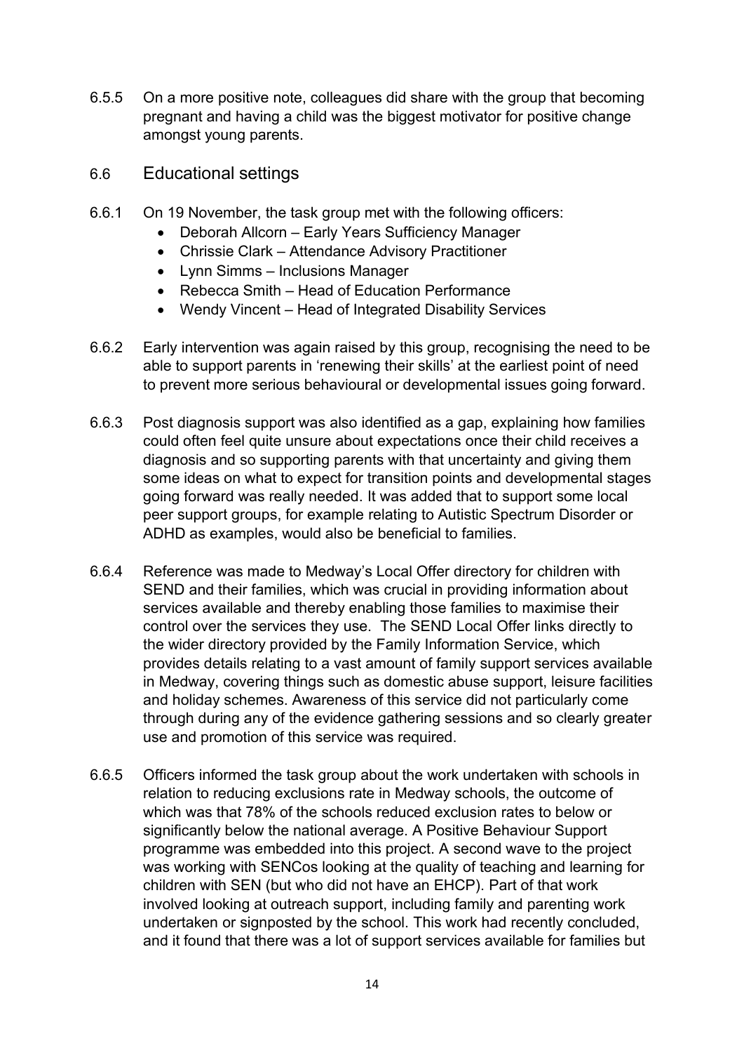6.5.5 On a more positive note, colleagues did share with the group that becoming pregnant and having a child was the biggest motivator for positive change amongst young parents.

## 6.6 Educational settings

6.6.1 On 19 November, the task group met with the following officers:

- Deborah Allcorn – Early Years Sufficiency Manager
- Chrissie Clark – Attendance Advisory Practitioner
- Lynn Simms – Inclusions Manager
- Rebecca Smith – Head of Education Performance
- Wendy Vincent – Head of Integrated Disability Services

6.6.2 Early intervention was again raised by this group, recognising the need to be able to support parents in 'renewing their skills' at the earliest point of need to prevent more serious behavioural or developmental issues going forward.

6.6.3 Post diagnosis support was also identified as a gap, explaining how families could often feel quite unsure about expectations once their child receives a diagnosis and so supporting parents with that uncertainty and giving them some ideas on what to expect for transition points and developmental stages going forward was really needed. It was added that to support some local peer support groups, for example relating to Autistic Spectrum Disorder or ADHD as examples, would also be beneficial to families.

6.6.4 Reference was made to Medway's Local Offer directory for children with SEND and their families, which was crucial in providing information about services available and thereby enabling those families to maximise their control over the services they use. The SEND Local Offer links directly to the wider directory provided by the Family Information Service, which provides details relating to a vast amount of family support services available in Medway, covering things such as domestic abuse support, leisure facilities and holiday schemes. Awareness of this service did not particularly come through during any of the evidence gathering sessions and so clearly greater use and promotion of this service was required.

6.6.5 Officers informed the task group about the work undertaken with schools in relation to reducing exclusions rate in Medway schools, the outcome of which was that 78% of the schools reduced exclusion rates to below or significantly below the national average. A Positive Behaviour Support programme was embedded into this project. A second wave to the project was working with SENCos looking at the quality of teaching and learning for children with SEN (but who did not have an EHCP). Part of that work involved looking at outreach support, including family and parenting work undertaken or signposted by the school. This work had recently concluded, and it found that there was a lot of support services available for families but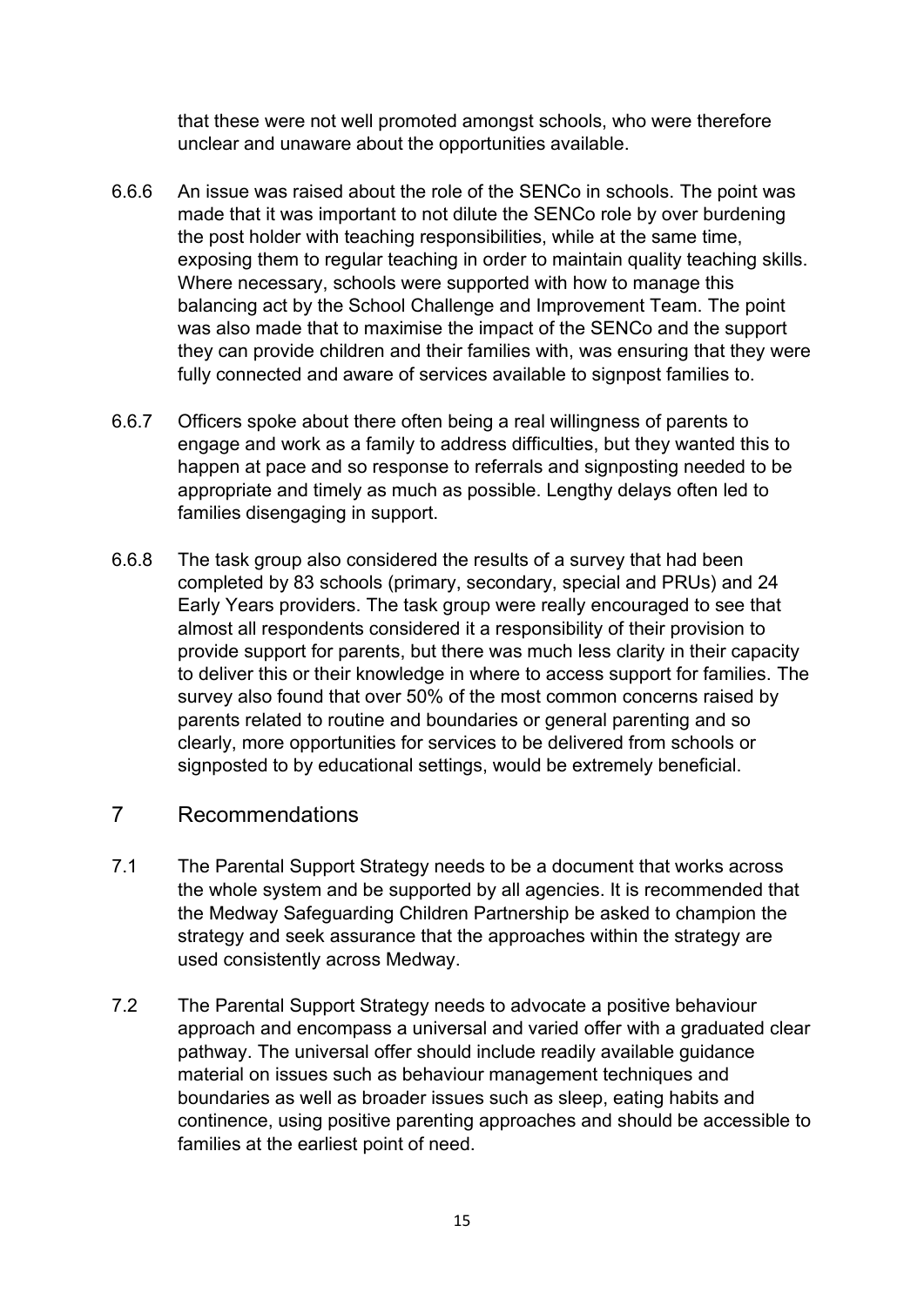that these were not well promoted amongst schools, who were therefore unclear and unaware about the opportunities available.

6.6.6 An issue was raised about the role of the SENCo in schools. The point was made that it was important to not dilute the SENCo role by over burdening the post holder with teaching responsibilities, while at the same time, exposing them to regular teaching in order to maintain quality teaching skills. Where necessary, schools were supported with how to manage this balancing act by the School Challenge and Improvement Team. The point was also made that to maximise the impact of the SENCo and the support they can provide children and their families with, was ensuring that they were fully connected and aware of services available to signpost families to.

6.6.7 Officers spoke about there often being a real willingness of parents to engage and work as a family to address difficulties, but they wanted this to happen at pace and so response to referrals and signposting needed to be appropriate and timely as much as possible. Lengthy delays often led to families disengaging in support.

6.6.8 The task group also considered the results of a survey that had been completed by 83 schools (primary, secondary, special and PRUs) and 24 Early Years providers. The task group were really encouraged to see that almost all respondents considered it a responsibility of their provision to provide support for parents, but there was much less clarity in their capacity to deliver this or their knowledge in where to access support for families. The survey also found that over 50% of the most common concerns raised by parents related to routine and boundaries or general parenting and so clearly, more opportunities for services to be delivered from schools or signposted to by educational settings, would be extremely beneficial.

# 7 Recommendations

7.1 The Parental Support Strategy needs to be a document that works across the whole system and be supported by all agencies. It is recommended that the Medway Safeguarding Children Partnership be asked to champion the strategy and seek assurance that the approaches within the strategy are used consistently across Medway.

7.2 The Parental Support Strategy needs to advocate a positive behaviour approach and encompass a universal and varied offer with a graduated clear pathway. The universal offer should include readily available guidance material on issues such as behaviour management techniques and boundaries as well as broader issues such as sleep, eating habits and continence, using positive parenting approaches and should be accessible to families at the earliest point of need.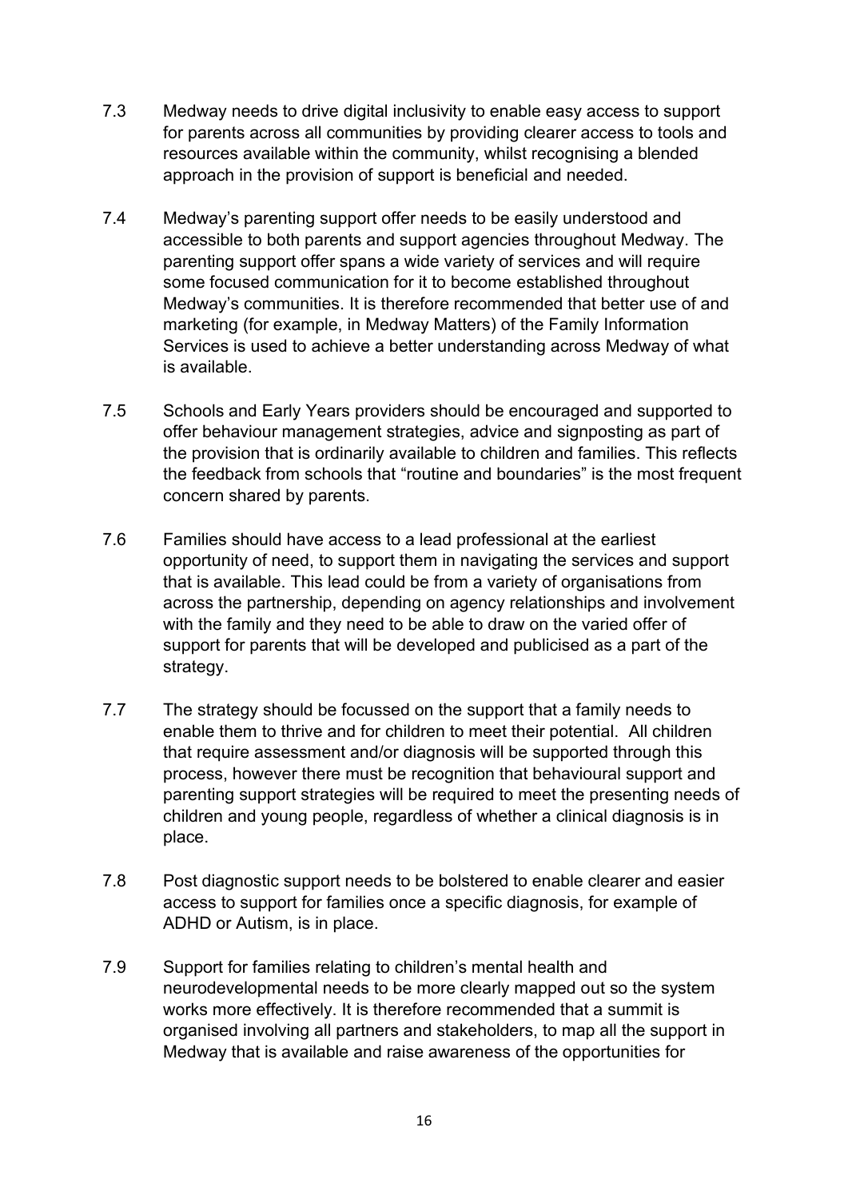7.3 Medway needs to drive digital inclusivity to enable easy access to support for parents across all communities by providing clearer access to tools and resources available within the community, whilst recognising a blended approach in the provision of support is beneficial and needed.

7.4 Medway's parenting support offer needs to be easily understood and accessible to both parents and support agencies throughout Medway. The parenting support offer spans a wide variety of services and will require some focused communication for it to become established throughout Medway's communities. It is therefore recommended that better use of and marketing (for example, in Medway Matters) of the Family Information Services is used to achieve a better understanding across Medway of what is available.

7.5 Schools and Early Years providers should be encouraged and supported to offer behaviour management strategies, advice and signposting as part of the provision that is ordinarily available to children and families. This reflects the feedback from schools that "routine and boundaries" is the most frequent concern shared by parents.

7.6 Families should have access to a lead professional at the earliest opportunity of need, to support them in navigating the services and support that is available. This lead could be from a variety of organisations from across the partnership, depending on agency relationships and involvement with the family and they need to be able to draw on the varied offer of support for parents that will be developed and publicised as a part of the strategy.

7.7 The strategy should be focussed on the support that a family needs to enable them to thrive and for children to meet their potential. All children that require assessment and/or diagnosis will be supported through this process, however there must be recognition that behavioural support and parenting support strategies will be required to meet the presenting needs of children and young people, regardless of whether a clinical diagnosis is in place.

7.8 Post diagnostic support needs to be bolstered to enable clearer and easier access to support for families once a specific diagnosis, for example of ADHD or Autism, is in place.

7.9 Support for families relating to children's mental health and neurodevelopmental needs to be more clearly mapped out so the system works more effectively. It is therefore recommended that a summit is organised involving all partners and stakeholders, to map all the support in Medway that is available and raise awareness of the opportunities for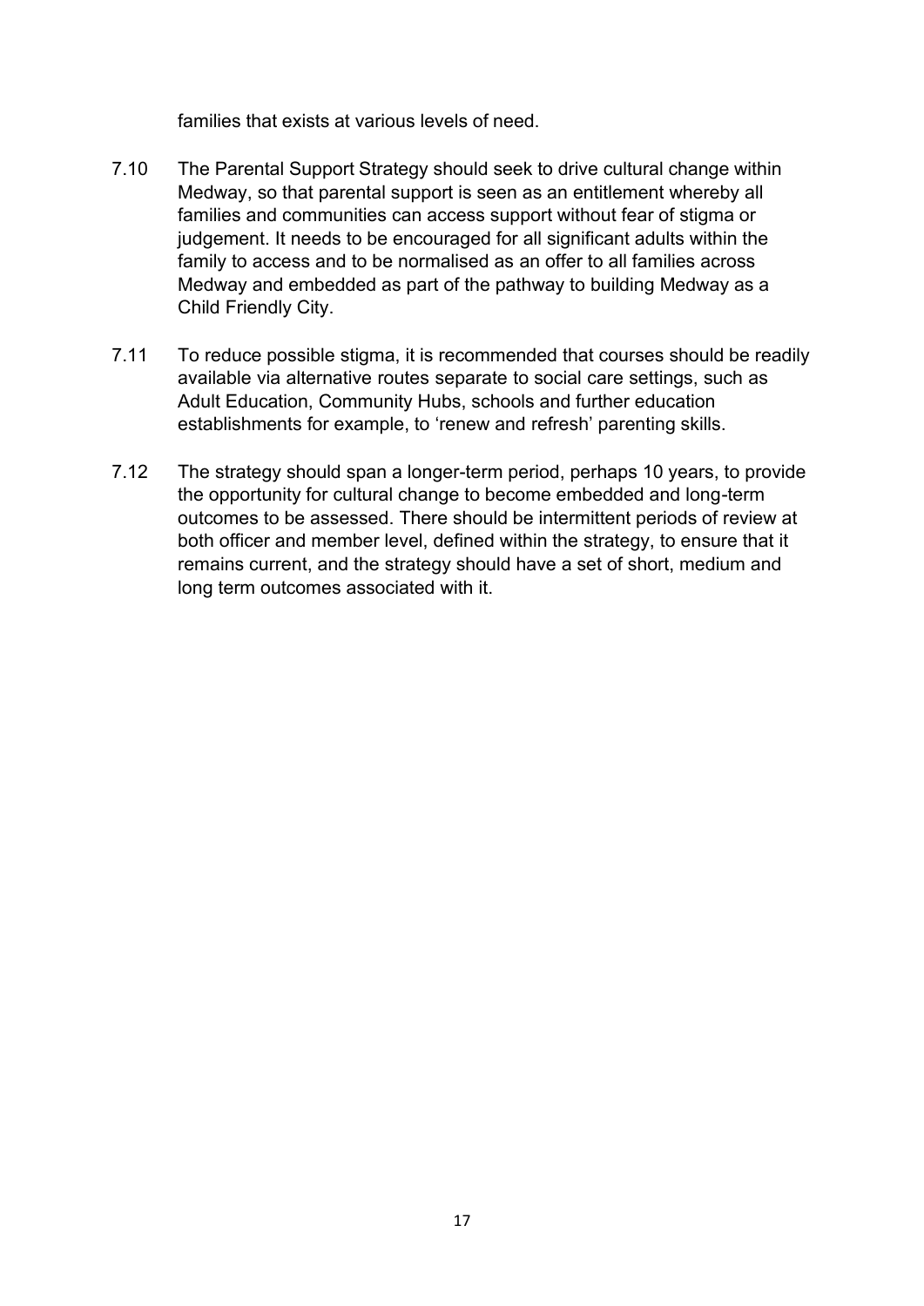families that exists at various levels of need.

7.10 The Parental Support Strategy should seek to drive cultural change within Medway, so that parental support is seen as an entitlement whereby all families and communities can access support without fear of stigma or judgement. It needs to be encouraged for all significant adults within the family to access and to be normalised as an offer to all families across Medway and embedded as part of the pathway to building Medway as a Child Friendly City.

7.11 To reduce possible stigma, it is recommended that courses should be readily available via alternative routes separate to social care settings, such as Adult Education, Community Hubs, schools and further education establishments for example, to 'renew and refresh' parenting skills.

7.12 The strategy should span a longer-term period, perhaps 10 years, to provide the opportunity for cultural change to become embedded and long-term outcomes to be assessed. There should be intermittent periods of review at both officer and member level, defined within the strategy, to ensure that it remains current, and the strategy should have a set of short, medium and long term outcomes associated with it.